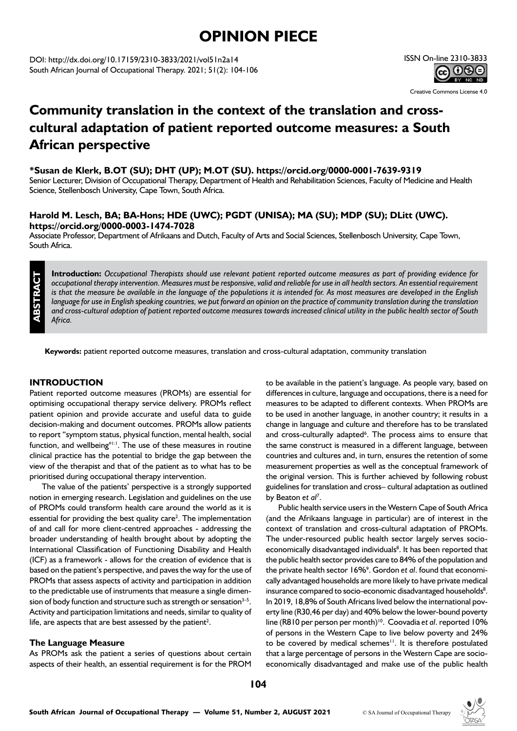# OPINION PIECE

DOI: http://dx.doi.org/10.17159/2310-3833/2021/vol51n2a14

ISSN On-line 2310-3833

Creative Commons License 4.0

# Community translation in the context of the translation and cross-cultural adaptation of patient reported outcome measures: a South African perspective

**\*Susan de Klerk, B.OT (SU); DHT (UP); M.OT (SU). https://orcid.org/0000-0001-7639-9319**
Senior Lecturer, Division of Occupational Therapy, Department of Health and Rehabilitation Sciences, Faculty of Medicine and Health Science, Stellenbosch University, Cape Town, South Africa.

**Harold M. Lesch, BA; BA-Hons; HDE (UWC); PGDT (UNISA); MA (SU); MDP (SU); DLitt (UWC). https://orcid.org/0000-0003-1474-7028**
Associate Professor, Department of Afrikaans and Dutch, Faculty of Arts and Social Sciences, Stellenbosch University, Cape Town, South Africa.

**ABSTRACT**

**Introduction:** *Occupational Therapists should use relevant patient reported outcome measures as part of providing evidence for occupational therapy intervention. Measures must be responsive, valid and reliable for use in all health sectors. An essential requirement is that the measure be available in the language of the populations it is intended for. As most measures are developed in the English language for use in English speaking countries, we put forward an opinion on the practice of community translation during the translation and cross-cultural adaption of patient reported outcome measures towards increased clinical utility in the public health sector of South Africa.*

**Keywords:** patient reported outcome measures, translation and cross-cultural adaptation, community translation

## INTRODUCTION

Patient reported outcome measures (PROMs) are essential for optimising occupational therapy service delivery. PROMs reflect patient opinion and provide accurate and useful data to guide decision-making and document outcomes. PROMs allow patients to report "symptom status, physical function, mental health, social function, and wellbeing"[1:1]. The use of these measures in routine clinical practice has the potential to bridge the gap between the view of the therapist and that of the patient as to what has to be prioritised during occupational therapy intervention.

The value of the patients' perspective is a strongly supported notion in emerging research. Legislation and guidelines on the use of PROMs could transform health care around the world as it is essential for providing the best quality care[2]. The implementation of and call for more client-centred approaches - addressing the broader understanding of health brought about by adopting the International Classification of Functioning Disability and Health (ICF) as a framework - allows for the creation of evidence that is based on the patient's perspective, and paves the way for the use of PROMs that assess aspects of activity and participation in addition to the predictable use of instruments that measure a single dimension of body function and structure such as strength or sensation[3–5]. Activity and participation limitations and needs, similar to quality of life, are aspects that are best assessed by the patient[2].

### The Language Measure

As PROMs ask the patient a series of questions about certain aspects of their health, an essential requirement is for the PROM to be available in the patient's language. As people vary, based on differences in culture, language and occupations, there is a need for measures to be adapted to different contexts. When PROMs are to be used in another language, in another country; it results in a change in language and culture and therefore has to be translated and cross-culturally adapted[6]. The process aims to ensure that the same construct is measured in a different language, between countries and cultures and, in turn, ensures the retention of some measurement properties as well as the conceptual framework of the original version. This is further achieved by following robust guidelines for translation and cross– cultural adaptation as outlined by Beaton *et al*[7].

Public health service users in the Western Cape of South Africa (and the Afrikaans language in particular) are of interest in the context of translation and cross-cultural adaptation of PROMs. The under-resourced public health sector largely serves socio-economically disadvantaged individuals[8]. It has been reported that the public health sector provides care to 84% of the population and the private health sector 16%[9]. Gordon *et al*. found that economically advantaged households are more likely to have private medical insurance compared to socio-economic disadvantaged households[8]. In 2019, 18,8% of South Africans lived below the international poverty line (R30,46 per day) and 40% below the lower-bound poverty line (R810 per person per month)[10]. Coovadia *et al*. reported 10% of persons in the Western Cape to live below poverty and 24% to be covered by medical schemes[11]. It is therefore postulated that a large percentage of persons in the Western Cape are socio-economically disadvantaged and make use of the public health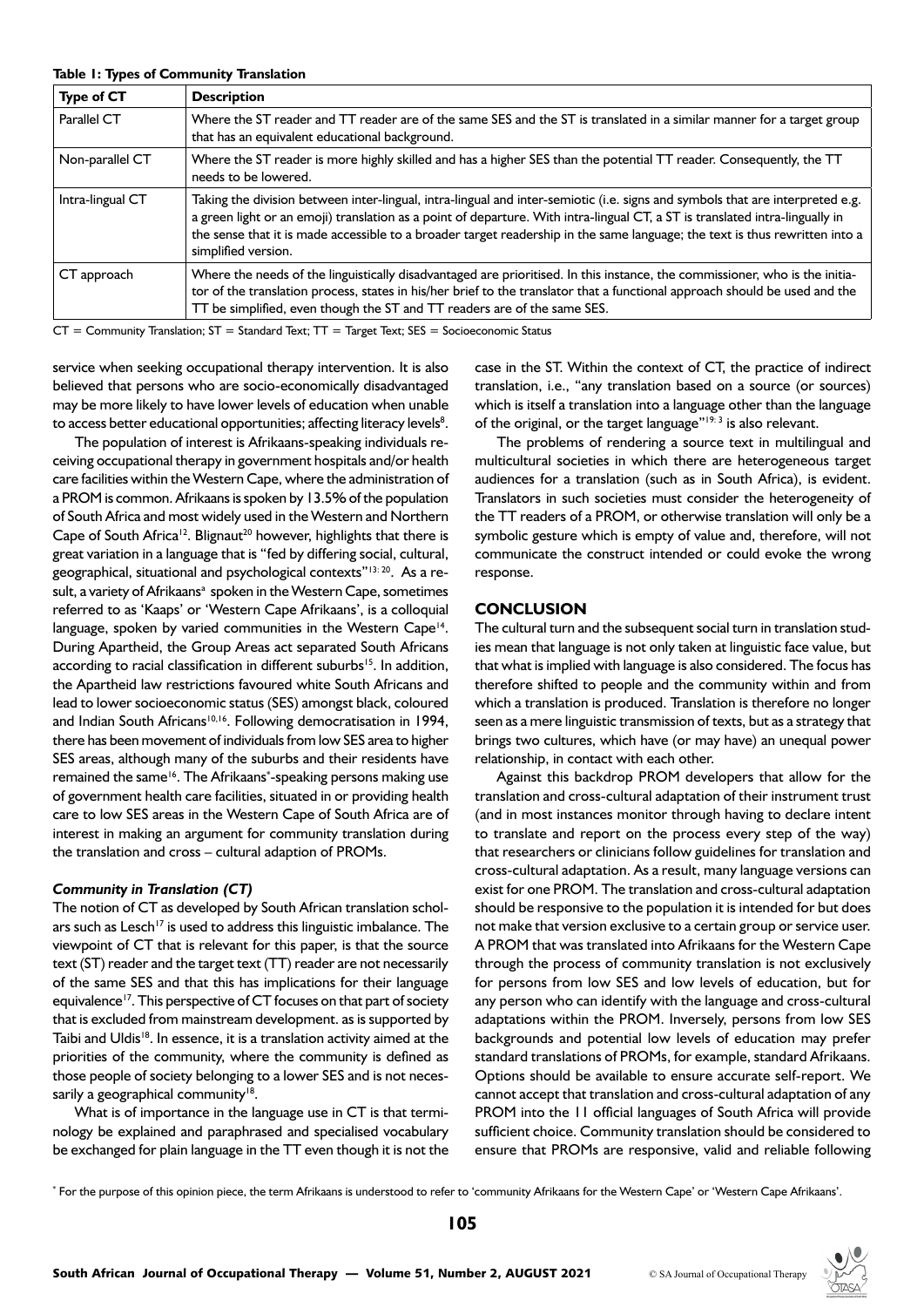**Table 1: Types of Community Translation**

| Type of CT | Description |
| --- | --- |
| Parallel CT | Where the ST reader and TT reader are of the same SES and the ST is translated in a similar manner for a target group that has an equivalent educational background. |
| Non-parallel CT | Where the ST reader is more highly skilled and has a higher SES than the potential TT reader. Consequently, the TT needs to be lowered. |
| Intra-lingual CT | Taking the division between inter-lingual, intra-lingual and inter-semiotic (i.e. signs and symbols that are interpreted e.g. a green light or an emoji) translation as a point of departure. With intra-lingual CT, a ST is translated intra-lingually in the sense that it is made accessible to a broader target readership in the same language; the text is thus rewritten into a simplified version. |
| CT approach | Where the needs of the linguistically disadvantaged are prioritised. In this instance, the commissioner, who is the initiator of the translation process, states in his/her brief to the translator that a functional approach should be used and the TT be simplified, even though the ST and TT readers are of the same SES. |

CT = Community Translation; ST = Standard Text; TT = Target Text; SES = Socioeconomic Status

service when seeking occupational therapy intervention. It is also believed that persons who are socio-economically disadvantaged may be more likely to have lower levels of education when unable to access better educational opportunities; affecting literacy levels[8].

The population of interest is Afrikaans-speaking individuals receiving occupational therapy in government hospitals and/or health care facilities within the Western Cape, where the administration of a PROM is common. Afrikaans is spoken by 13.5% of the population of South Africa and most widely used in the Western and Northern Cape of South Africa[12]. Blignaut[20] however, highlights that there is great variation in a language that is "fed by differing social, cultural, geographical, situational and psychological contexts"[13: 20]. As a result, a variety of Afrikaans[a] spoken in the Western Cape, sometimes referred to as 'Kaaps' or 'Western Cape Afrikaans', is a colloquial language, spoken by varied communities in the Western Cape[14]. During Apartheid, the Group Areas act separated South Africans according to racial classification in different suburbs[15]. In addition, the Apartheid law restrictions favoured white South Africans and lead to lower socioeconomic status (SES) amongst black, coloured and Indian South Africans[10,16]. Following democratisation in 1994, there has been movement of individuals from low SES area to higher SES areas, although many of the suburbs and their residents have remained the same[16]. The Afrikaans*-speaking persons making use of government health care facilities, situated in or providing health care to low SES areas in the Western Cape of South Africa are of interest in making an argument for community translation during the translation and cross – cultural adaption of PROMs.

### *Community in Translation (CT)*

The notion of CT as developed by South African translation scholars such as Lesch[17] is used to address this linguistic imbalance. The viewpoint of CT that is relevant for this paper, is that the source text (ST) reader and the target text (TT) reader are not necessarily of the same SES and that this has implications for their language equivalence[17]. This perspective of CT focuses on that part of society that is excluded from mainstream development. as is supported by Taibi and Uldis[18]. In essence, it is a translation activity aimed at the priorities of the community, where the community is defined as those people of society belonging to a lower SES and is not necessarily a geographical community[18].

What is of importance in the language use in CT is that terminology be explained and paraphrased and specialised vocabulary be exchanged for plain language in the TT even though it is not the case in the ST. Within the context of CT, the practice of indirect translation, i.e., "any translation based on a source (or sources) which is itself a translation into a language other than the language of the original, or the target language"[19: 3] is also relevant.

The problems of rendering a source text in multilingual and multicultural societies in which there are heterogeneous target audiences for a translation (such as in South Africa), is evident. Translators in such societies must consider the heterogeneity of the TT readers of a PROM, or otherwise translation will only be a symbolic gesture which is empty of value and, therefore, will not communicate the construct intended or could evoke the wrong response.

## CONCLUSION

The cultural turn and the subsequent social turn in translation studies mean that language is not only taken at linguistic face value, but that what is implied with language is also considered. The focus has therefore shifted to people and the community within and from which a translation is produced. Translation is therefore no longer seen as a mere linguistic transmission of texts, but as a strategy that brings two cultures, which have (or may have) an unequal power relationship, in contact with each other.

Against this backdrop PROM developers that allow for the translation and cross-cultural adaptation of their instrument trust (and in most instances monitor through having to declare intent to translate and report on the process every step of the way) that researchers or clinicians follow guidelines for translation and cross-cultural adaptation. As a result, many language versions can exist for one PROM. The translation and cross-cultural adaptation should be responsive to the population it is intended for but does not make that version exclusive to a certain group or service user. A PROM that was translated into Afrikaans for the Western Cape through the process of community translation is not exclusively for persons from low SES and low levels of education, but for any person who can identify with the language and cross-cultural adaptations within the PROM. Inversely, persons from low SES backgrounds and potential low levels of education may prefer standard translations of PROMs, for example, standard Afrikaans. Options should be available to ensure accurate self-report. We cannot accept that translation and cross-cultural adaptation of any PROM into the 11 official languages of South Africa will provide sufficient choice. Community translation should be considered to ensure that PROMs are responsive, valid and reliable following

* For the purpose of this opinion piece, the term Afrikaans is understood to refer to 'community Afrikaans for the Western Cape' or 'Western Cape Afrikaans'.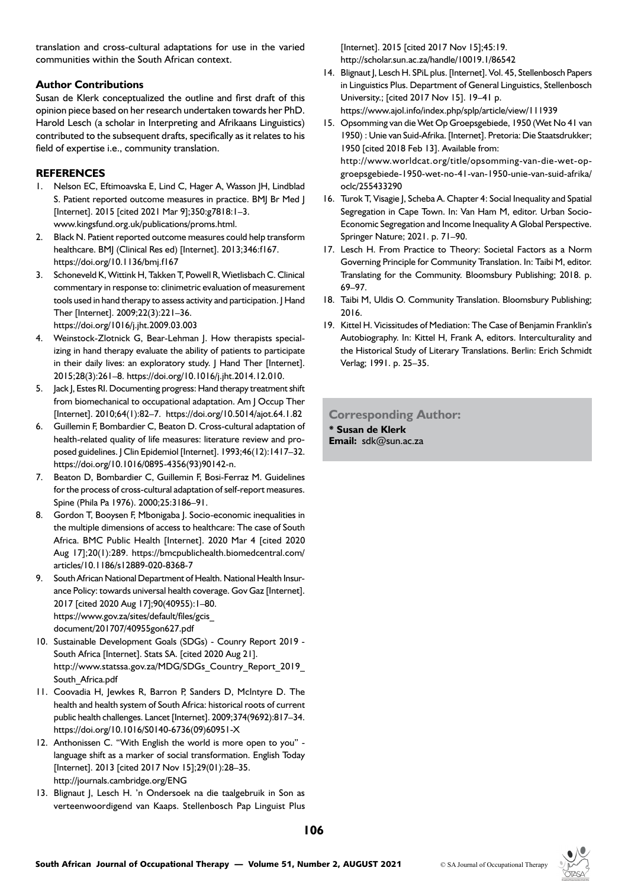translation and cross-cultural adaptations for use in the varied communities within the South African context.

### Author Contributions

Susan de Klerk conceptualized the outline and first draft of this opinion piece based on her research undertaken towards her PhD. Harold Lesch (a scholar in Interpreting and Afrikaans Linguistics) contributed to the subsequent drafts, specifically as it relates to his field of expertise i.e., community translation.

## REFERENCES

1. Nelson EC, Eftimoavska E, Lind C, Hager A, Wasson JH, Lindblad S. Patient reported outcome measures in practice. BMJ Br Med J [Internet]. 2015 [cited 2021 Mar 9];350:g7818:1–3. www.kingsfund.org.uk/publications/proms.html.
2. Black N. Patient reported outcome measures could help transform healthcare. BMJ (Clinical Res ed) [Internet]. 2013;346:f167. https://doi.org/10.1136/bmj.f167
3. Schoneveld K, Wittink H, Takken T, Powell R, Wietlisbach C. Clinical commentary in response to: clinimetric evaluation of measurement tools used in hand therapy to assess activity and participation. J Hand Ther [Internet]. 2009;22(3):221–36. https://doi.org/10.1016/j.jht.2009.03.003
4. Weinstock-Zlotnick G, Bear-Lehman J. How therapists specializing in hand therapy evaluate the ability of patients to participate in their daily lives: an exploratory study. J Hand Ther [Internet]. 2015;28(3):261–8. https://doi.org/10.1016/j.jht.2014.12.010.
5. Jack J, Estes RI. Documenting progress: Hand therapy treatment shift from biomechanical to occupational adaptation. Am J Occup Ther [Internet]. 2010;64(1):82–7. https://doi.org/10.5014/ajot.64.1.82
6. Guillemin F, Bombardier C, Beaton D. Cross-cultural adaptation of health-related quality of life measures: literature review and proposed guidelines. J Clin Epidemiol [Internet]. 1993;46(12):1417–32. https://doi.org/10.1016/0895-4356(93)90142-n.
7. Beaton D, Bombardier C, Guillemin F, Bosi-Ferraz M. Guidelines for the process of cross-cultural adaptation of self-report measures. Spine (Phila Pa 1976). 2000;25:3186–91.
8. Gordon T, Booysen F, Mbonigaba J. Socio-economic inequalities in the multiple dimensions of access to healthcare: The case of South Africa. BMC Public Health [Internet]. 2020 Mar 4 [cited 2020 Aug 17];20(1):289. https://bmcpublichealth.biomedcentral.com/articles/10.1186/s12889-020-8368-7
9. South African National Department of Health. National Health Insurance Policy: towards universal health coverage. Gov Gaz [Internet]. 2017 [cited 2020 Aug 17];90(40955):1–80. https://www.gov.za/sites/default/files/gcis_document/201707/40955gon627.pdf
10. Sustainable Development Goals (SDGs) - Counry Report 2019 - South Africa [Internet]. Stats SA. [cited 2020 Aug 21]. http://www.statssa.gov.za/MDG/SDGs_Country_Report_2019_South_Africa.pdf
11. Coovadia H, Jewkes R, Barron P, Sanders D, McIntyre D. The health and health system of South Africa: historical roots of current public health challenges. Lancet [Internet]. 2009;374(9692):817–34. https://doi.org/10.1016/S0140-6736(09)60951-X
12. Anthonissen C. "With English the world is more open to you" - language shift as a marker of social transformation. English Today [Internet]. 2013 [cited 2017 Nov 15];29(01):28–35. http://journals.cambridge.org/ENG
13. Blignaut J, Lesch H. 'n Ondersoek na die taalgebruik in Son as verteenwoordigend van Kaaps. Stellenbosch Pap Linguist Plus [Internet]. 2015 [cited 2017 Nov 15];45:19. http://scholar.sun.ac.za/handle/10019.1/86542
14. Blignaut J, Lesch H. SPiL plus. [Internet]. Vol. 45, Stellenbosch Papers in Linguistics Plus. Department of General Linguistics, Stellenbosch University.; [cited 2017 Nov 15]. 19–41 p. https://www.ajol.info/index.php/splp/article/view/111939
15. Opsomming van die Wet Op Groepsgebiede, 1950 (Wet No 41 van 1950) : Unie van Suid-Afrika. [Internet]. Pretoria: Die Staatsdrukker; 1950 [cited 2018 Feb 13]. Available from: http://www.worldcat.org/title/opsomming-van-die-wet-op-groepsgebiede-1950-wet-no-41-van-1950-unie-van-suid-afrika/oclc/255433290
16. Turok T, Visagie J, Scheba A. Chapter 4: Social Inequality and Spatial Segregation in Cape Town. In: Van Ham M, editor. Urban Socio-Economic Segregation and Income Inequality A Global Perspective. Springer Nature; 2021. p. 71–90.
17. Lesch H. From Practice to Theory: Societal Factors as a Norm Governing Principle for Community Translation. In: Taibi M, editor. Translating for the Community. Bloomsbury Publishing; 2018. p. 69–97.
18. Taibi M, Uldis O. Community Translation. Bloomsbury Publishing; 2016.
19. Kittel H. Vicissitudes of Mediation: The Case of Benjamin Franklin's Autobiography. In: Kittel H, Frank A, editors. Interculturality and the Historical Study of Literary Translations. Berlin: Erich Schmidt Verlag; 1991. p. 25–35.

**Corresponding Author:**
**\* Susan de Klerk**
**Email:** sdk@sun.ac.za